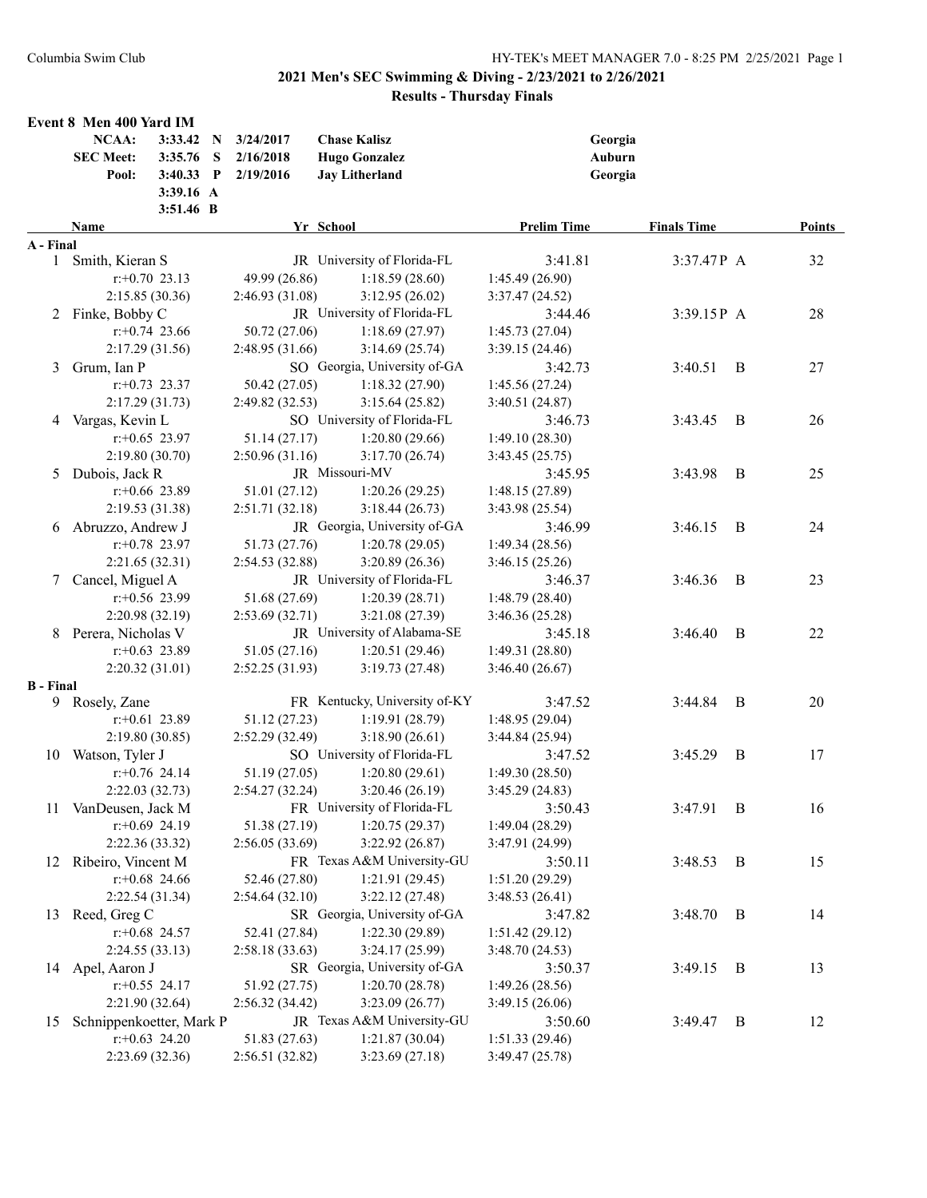## 2021 Men's SEC Swimming & Diving - 2/23/2021 to 2/26/2021

### Results - Thursday Finals

### Event 8 Men 400 Yard IM

| | | | | | |
|---|---|---|---|---|---|
| NCAA: | 3:33.42 | N | 3/24/2017 | Chase Kalisz | Georgia |
| SEC Meet: | 3:35.76 | S | 2/16/2018 | Hugo Gonzalez | Auburn |
| Pool: | 3:40.33 | P | 2/19/2016 | Jay Litherland | Georgia |
| | 3:39.16 | A | | | |
| | 3:51.46 | B | | | |

| | Name | Yr | School | Prelim Time | Finals Time | | Points |
|---|---|---|---|---|---|---|---|
| **A - Final** | | | | | | | |
| 1 | Smith, Kieran S | JR | University of Florida-FL | 3:41.81 | 3:37.47P | A | 32 |
| | r:+0.70 23.13 / 49.99 (26.86) / 1:18.59 (28.60) / 1:45.49 (26.90) / 2:15.85 (30.36) / 2:46.93 (31.08) / 3:12.95 (26.02) / 3:37.47 (24.52) | | | | | | |
| 2 | Finke, Bobby C | JR | University of Florida-FL | 3:44.46 | 3:39.15P | A | 28 |
| | r:+0.74 23.66 / 50.72 (27.06) / 1:18.69 (27.97) / 1:45.73 (27.04) / 2:17.29 (31.56) / 2:48.95 (31.66) / 3:14.69 (25.74) / 3:39.15 (24.46) | | | | | | |
| 3 | Grum, Ian P | SO | Georgia, University of-GA | 3:42.73 | 3:40.51 | B | 27 |
| | r:+0.73 23.37 / 50.42 (27.05) / 1:18.32 (27.90) / 1:45.56 (27.24) / 2:17.29 (31.73) / 2:49.82 (32.53) / 3:15.64 (25.82) / 3:40.51 (24.87) | | | | | | |
| 4 | Vargas, Kevin L | SO | University of Florida-FL | 3:46.73 | 3:43.45 | B | 26 |
| | r:+0.65 23.97 / 51.14 (27.17) / 1:20.80 (29.66) / 1:49.10 (28.30) / 2:19.80 (30.70) / 2:50.96 (31.16) / 3:17.70 (26.74) / 3:43.45 (25.75) | | | | | | |
| 5 | Dubois, Jack R | JR | Missouri-MV | 3:45.95 | 3:43.98 | B | 25 |
| | r:+0.66 23.89 / 51.01 (27.12) / 1:20.26 (29.25) / 1:48.15 (27.89) / 2:19.53 (31.38) / 2:51.71 (32.18) / 3:18.44 (26.73) / 3:43.98 (25.54) | | | | | | |
| 6 | Abruzzo, Andrew J | JR | Georgia, University of-GA | 3:46.99 | 3:46.15 | B | 24 |
| | r:+0.78 23.97 / 51.73 (27.76) / 1:20.78 (29.05) / 1:49.34 (28.56) / 2:21.65 (32.31) / 2:54.53 (32.88) / 3:20.89 (26.36) / 3:46.15 (25.26) | | | | | | |
| 7 | Cancel, Miguel A | JR | University of Florida-FL | 3:46.37 | 3:46.36 | B | 23 |
| | r:+0.56 23.99 / 51.68 (27.69) / 1:20.39 (28.71) / 1:48.79 (28.40) / 2:20.98 (32.19) / 2:53.69 (32.71) / 3:21.08 (27.39) / 3:46.36 (25.28) | | | | | | |
| 8 | Perera, Nicholas V | JR | University of Alabama-SE | 3:45.18 | 3:46.40 | B | 22 |
| | r:+0.63 23.89 / 51.05 (27.16) / 1:20.51 (29.46) / 1:49.31 (28.80) / 2:20.32 (31.01) / 2:52.25 (31.93) / 3:19.73 (27.48) / 3:46.40 (26.67) | | | | | | |
| **B - Final** | | | | | | | |
| 9 | Rosely, Zane | FR | Kentucky, University of-KY | 3:47.52 | 3:44.84 | B | 20 |
| | r:+0.61 23.89 / 51.12 (27.23) / 1:19.91 (28.79) / 1:48.95 (29.04) / 2:19.80 (30.85) / 2:52.29 (32.49) / 3:18.90 (26.61) / 3:44.84 (25.94) | | | | | | |
| 10 | Watson, Tyler J | SO | University of Florida-FL | 3:47.52 | 3:45.29 | B | 17 |
| | r:+0.76 24.14 / 51.19 (27.05) / 1:20.80 (29.61) / 1:49.30 (28.50) / 2:22.03 (32.73) / 2:54.27 (32.24) / 3:20.46 (26.19) / 3:45.29 (24.83) | | | | | | |
| 11 | VanDeusen, Jack M | FR | University of Florida-FL | 3:50.43 | 3:47.91 | B | 16 |
| | r:+0.69 24.19 / 51.38 (27.19) / 1:20.75 (29.37) / 1:49.04 (28.29) / 2:22.36 (33.32) / 2:56.05 (33.69) / 3:22.92 (26.87) / 3:47.91 (24.99) | | | | | | |
| 12 | Ribeiro, Vincent M | FR | Texas A&M University-GU | 3:50.11 | 3:48.53 | B | 15 |
| | r:+0.68 24.66 / 52.46 (27.80) / 1:21.91 (29.45) / 1:51.20 (29.29) / 2:22.54 (31.34) / 2:54.64 (32.10) / 3:22.12 (27.48) / 3:48.53 (26.41) | | | | | | |
| 13 | Reed, Greg C | SR | Georgia, University of-GA | 3:47.82 | 3:48.70 | B | 14 |
| | r:+0.68 24.57 / 52.41 (27.84) / 1:22.30 (29.89) / 1:51.42 (29.12) / 2:24.55 (33.13) / 2:58.18 (33.63) / 3:24.17 (25.99) / 3:48.70 (24.53) | | | | | | |
| 14 | Apel, Aaron J | SR | Georgia, University of-GA | 3:50.37 | 3:49.15 | B | 13 |
| | r:+0.55 24.17 / 51.92 (27.75) / 1:20.70 (28.78) / 1:49.26 (28.56) / 2:21.90 (32.64) / 2:56.32 (34.42) / 3:23.09 (26.77) / 3:49.15 (26.06) | | | | | | |
| 15 | Schnippenkoetter, Mark P | JR | Texas A&M University-GU | 3:50.60 | 3:49.47 | B | 12 |
| | r:+0.63 24.20 / 51.83 (27.63) / 1:21.87 (30.04) / 1:51.33 (29.46) / 2:23.69 (32.36) / 2:56.51 (32.82) / 3:23.69 (27.18) / 3:49.47 (25.78) | | | | | | |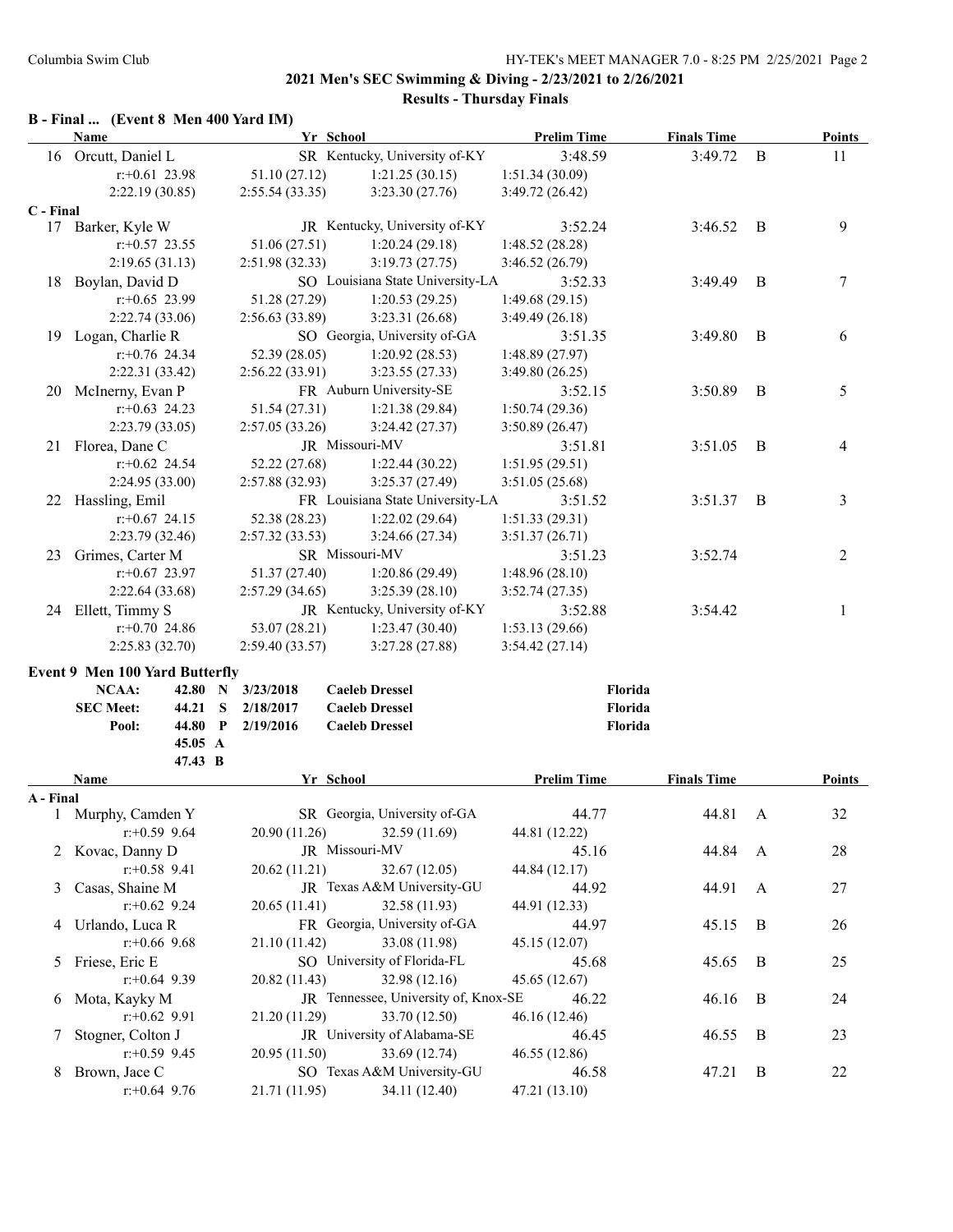## 2021 Men's SEC Swimming & Diving - 2/23/2021 to 2/26/2021

### Results - Thursday Finals

**B - Final ... (Event 8 Men 400 Yard IM)**

| | Name | Yr | School | Prelim Time | Finals Time | | Points |
|---|---|---|---|---|---|---|---|
| 16 | Orcutt, Daniel L | SR | Kentucky, University of-KY | 3:48.59 | 3:49.72 | B | 11 |
| | r:+0.61 23.98 | 51.10 (27.12) | 1:21.25 (30.15) | 1:51.34 (30.09) | | | |
| | 2:22.19 (30.85) | 2:55.54 (33.35) | 3:23.30 (27.76) | 3:49.72 (26.42) | | | |
| **C - Final** | | | | | | | |
| 17 | Barker, Kyle W | JR | Kentucky, University of-KY | 3:52.24 | 3:46.52 | B | 9 |
| | r:+0.57 23.55 | 51.06 (27.51) | 1:20.24 (29.18) | 1:48.52 (28.28) | | | |
| | 2:19.65 (31.13) | 2:51.98 (32.33) | 3:19.73 (27.75) | 3:46.52 (26.79) | | | |
| 18 | Boylan, David D | SO | Louisiana State University-LA | 3:52.33 | 3:49.49 | B | 7 |
| | r:+0.65 23.99 | 51.28 (27.29) | 1:20.53 (29.25) | 1:49.68 (29.15) | | | |
| | 2:22.74 (33.06) | 2:56.63 (33.89) | 3:23.31 (26.68) | 3:49.49 (26.18) | | | |
| 19 | Logan, Charlie R | SO | Georgia, University of-GA | 3:51.35 | 3:49.80 | B | 6 |
| | r:+0.76 24.34 | 52.39 (28.05) | 1:20.92 (28.53) | 1:48.89 (27.97) | | | |
| | 2:22.31 (33.42) | 2:56.22 (33.91) | 3:23.55 (27.33) | 3:49.80 (26.25) | | | |
| 20 | McInerny, Evan P | FR | Auburn University-SE | 3:52.15 | 3:50.89 | B | 5 |
| | r:+0.63 24.23 | 51.54 (27.31) | 1:21.38 (29.84) | 1:50.74 (29.36) | | | |
| | 2:23.79 (33.05) | 2:57.05 (33.26) | 3:24.42 (27.37) | 3:50.89 (26.47) | | | |
| 21 | Florea, Dane C | JR | Missouri-MV | 3:51.81 | 3:51.05 | B | 4 |
| | r:+0.62 24.54 | 52.22 (27.68) | 1:22.44 (30.22) | 1:51.95 (29.51) | | | |
| | 2:24.95 (33.00) | 2:57.88 (32.93) | 3:25.37 (27.49) | 3:51.05 (25.68) | | | |
| 22 | Hassling, Emil | FR | Louisiana State University-LA | 3:51.52 | 3:51.37 | B | 3 |
| | r:+0.67 24.15 | 52.38 (28.23) | 1:22.02 (29.64) | 1:51.33 (29.31) | | | |
| | 2:23.79 (32.46) | 2:57.32 (33.53) | 3:24.66 (27.34) | 3:51.37 (26.71) | | | |
| 23 | Grimes, Carter M | SR | Missouri-MV | 3:51.23 | 3:52.74 | | 2 |
| | r:+0.67 23.97 | 51.37 (27.40) | 1:20.86 (29.49) | 1:48.96 (28.10) | | | |
| | 2:22.64 (33.68) | 2:57.29 (34.65) | 3:25.39 (28.10) | 3:52.74 (27.35) | | | |
| 24 | Ellett, Timmy S | JR | Kentucky, University of-KY | 3:52.88 | 3:54.42 | | 1 |
| | r:+0.70 24.86 | 53.07 (28.21) | 1:23.47 (30.40) | 1:53.13 (29.66) | | | |
| | 2:25.83 (32.70) | 2:59.40 (33.57) | 3:27.28 (27.88) | 3:54.42 (27.14) | | | |

**Event 9 Men 100 Yard Butterfly**

| | | | | | |
|---|---|---|---|---|---|
| **NCAA:** | **42.80** | **N** | **3/23/2018** | **Caeleb Dressel** | **Florida** |
| **SEC Meet:** | **44.21** | **S** | **2/18/2017** | **Caeleb Dressel** | **Florida** |
| **Pool:** | **44.80** | **P** | **2/19/2016** | **Caeleb Dressel** | **Florida** |
| | **45.05** | **A** | | | |
| | **47.43** | **B** | | | |

| | Name | Yr | School | Prelim Time | Finals Time | | Points |
|---|---|---|---|---|---|---|---|
| **A - Final** | | | | | | | |
| 1 | Murphy, Camden Y | SR | Georgia, University of-GA | 44.77 | 44.81 | A | 32 |
| | r:+0.59 9.64 | 20.90 (11.26) | 32.59 (11.69) | 44.81 (12.22) | | | |
| 2 | Kovac, Danny D | JR | Missouri-MV | 45.16 | 44.84 | A | 28 |
| | r:+0.58 9.41 | 20.62 (11.21) | 32.67 (12.05) | 44.84 (12.17) | | | |
| 3 | Casas, Shaine M | JR | Texas A&M University-GU | 44.92 | 44.91 | A | 27 |
| | r:+0.62 9.24 | 20.65 (11.41) | 32.58 (11.93) | 44.91 (12.33) | | | |
| 4 | Urlando, Luca R | FR | Georgia, University of-GA | 44.97 | 45.15 | B | 26 |
| | r:+0.66 9.68 | 21.10 (11.42) | 33.08 (11.98) | 45.15 (12.07) | | | |
| 5 | Friese, Eric E | SO | University of Florida-FL | 45.68 | 45.65 | B | 25 |
| | r:+0.64 9.39 | 20.82 (11.43) | 32.98 (12.16) | 45.65 (12.67) | | | |
| 6 | Mota, Kayky M | JR | Tennessee, University of, Knox-SE | 46.22 | 46.16 | B | 24 |
| | r:+0.62 9.91 | 21.20 (11.29) | 33.70 (12.50) | 46.16 (12.46) | | | |
| 7 | Stogner, Colton J | JR | University of Alabama-SE | 46.45 | 46.55 | B | 23 |
| | r:+0.59 9.45 | 20.95 (11.50) | 33.69 (12.74) | 46.55 (12.86) | | | |
| 8 | Brown, Jace C | SO | Texas A&M University-GU | 46.58 | 47.21 | B | 22 |
| | r:+0.64 9.76 | 21.71 (11.95) | 34.11 (12.40) | 47.21 (13.10) | | | |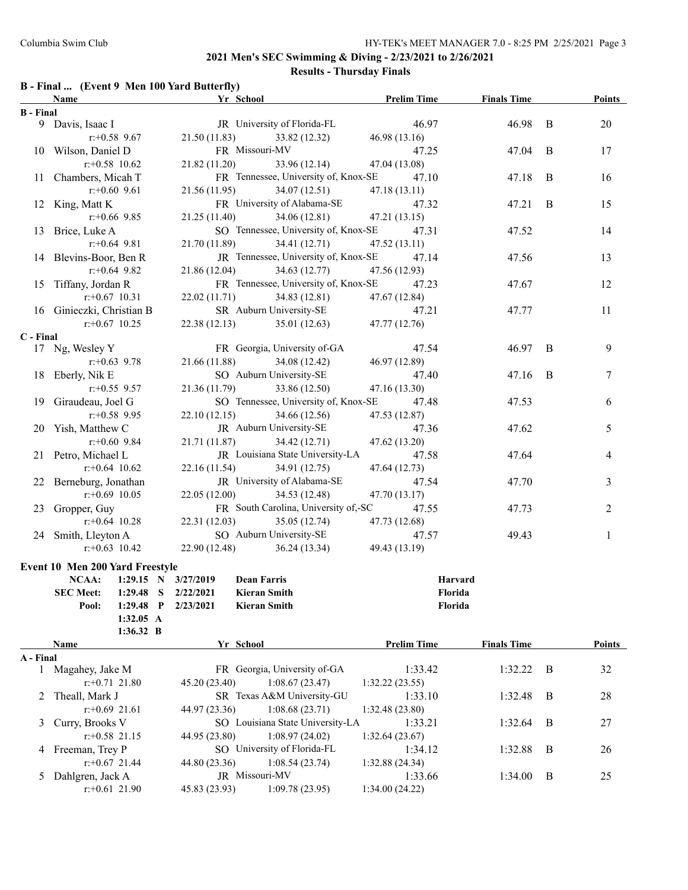## 2021 Men's SEC Swimming & Diving - 2/23/2021 to 2/26/2021

### Results - Thursday Finals

### B - Final ... (Event 9 Men 100 Yard Butterfly)

| Place | Name | Yr | School | Prelim Time | Finals Time | | Points |
|---|---|---|---|---|---|---|---|
| **B - Final** | | | | | | | |
| 9 | Davis, Isaac I | JR | University of Florida-FL | 46.97 | 46.98 | B | 20 |
| | r:+0.58 9.67 | | 21.50 (11.83) 33.82 (12.32) 46.98 (13.16) | | | | |
| 10 | Wilson, Daniel D | FR | Missouri-MV | 47.25 | 47.04 | B | 17 |
| | r:+0.58 10.62 | | 21.82 (11.20) 33.96 (12.14) 47.04 (13.08) | | | | |
| 11 | Chambers, Micah T | FR | Tennessee, University of, Knox-SE | 47.10 | 47.18 | B | 16 |
| | r:+0.60 9.61 | | 21.56 (11.95) 34.07 (12.51) 47.18 (13.11) | | | | |
| 12 | King, Matt K | FR | University of Alabama-SE | 47.32 | 47.21 | B | 15 |
| | r:+0.66 9.85 | | 21.25 (11.40) 34.06 (12.81) 47.21 (13.15) | | | | |
| 13 | Brice, Luke A | SO | Tennessee, University of, Knox-SE | 47.31 | 47.52 | | 14 |
| | r:+0.64 9.81 | | 21.70 (11.89) 34.41 (12.71) 47.52 (13.11) | | | | |
| 14 | Blevins-Boor, Ben R | JR | Tennessee, University of, Knox-SE | 47.14 | 47.56 | | 13 |
| | r:+0.64 9.82 | | 21.86 (12.04) 34.63 (12.77) 47.56 (12.93) | | | | |
| 15 | Tiffany, Jordan R | FR | Tennessee, University of, Knox-SE | 47.23 | 47.67 | | 12 |
| | r:+0.67 10.31 | | 22.02 (11.71) 34.83 (12.81) 47.67 (12.84) | | | | |
| 16 | Ginieczki, Christian B | SR | Auburn University-SE | 47.21 | 47.77 | | 11 |
| | r:+0.67 10.25 | | 22.38 (12.13) 35.01 (12.63) 47.77 (12.76) | | | | |
| **C - Final** | | | | | | | |
| 17 | Ng, Wesley Y | FR | Georgia, University of-GA | 47.54 | 46.97 | B | 9 |
| | r:+0.63 9.78 | | 21.66 (11.88) 34.08 (12.42) 46.97 (12.89) | | | | |
| 18 | Eberly, Nik E | SO | Auburn University-SE | 47.40 | 47.16 | B | 7 |
| | r:+0.55 9.57 | | 21.36 (11.79) 33.86 (12.50) 47.16 (13.30) | | | | |
| 19 | Giraudeau, Joel G | SO | Tennessee, University of, Knox-SE | 47.48 | 47.53 | | 6 |
| | r:+0.58 9.95 | | 22.10 (12.15) 34.66 (12.56) 47.53 (12.87) | | | | |
| 20 | Yish, Matthew C | JR | Auburn University-SE | 47.36 | 47.62 | | 5 |
| | r:+0.60 9.84 | | 21.71 (11.87) 34.42 (12.71) 47.62 (13.20) | | | | |
| 21 | Petro, Michael L | JR | Louisiana State University-LA | 47.58 | 47.64 | | 4 |
| | r:+0.64 10.62 | | 22.16 (11.54) 34.91 (12.75) 47.64 (12.73) | | | | |
| 22 | Berneburg, Jonathan | JR | University of Alabama-SE | 47.54 | 47.70 | | 3 |
| | r:+0.69 10.05 | | 22.05 (12.00) 34.53 (12.48) 47.70 (13.17) | | | | |
| 23 | Gropper, Guy | FR | South Carolina, University of,-SC | 47.55 | 47.73 | | 2 |
| | r:+0.64 10.28 | | 22.31 (12.03) 35.05 (12.74) 47.73 (12.68) | | | | |
| 24 | Smith, Lleyton A | SO | Auburn University-SE | 47.57 | 49.43 | | 1 |
| | r:+0.63 10.42 | | 22.90 (12.48) 36.24 (13.34) 49.43 (13.19) | | | | |

### Event 10 Men 200 Yard Freestyle

| | | | | | |
|---|---|---|---|---|---|
| **NCAA:** | **1:29.15** | **N** | **3/27/2019** | **Dean Farris** | **Harvard** |
| **SEC Meet:** | **1:29.48** | **S** | **2/22/2021** | **Kieran Smith** | **Florida** |
| **Pool:** | **1:29.48** | **P** | **2/23/2021** | **Kieran Smith** | **Florida** |
| | **1:32.05** | **A** | | | |
| | **1:36.32** | **B** | | | |

| Place | Name | Yr | School | Prelim Time | Finals Time | | Points |
|---|---|---|---|---|---|---|---|
| **A - Final** | | | | | | | |
| 1 | Magahey, Jake M | FR | Georgia, University of-GA | 1:33.42 | 1:32.22 | B | 32 |
| | r:+0.71 21.80 | | 45.20 (23.40) 1:08.67 (23.47) 1:32.22 (23.55) | | | | |
| 2 | Theall, Mark J | SR | Texas A&M University-GU | 1:33.10 | 1:32.48 | B | 28 |
| | r:+0.69 21.61 | | 44.97 (23.36) 1:08.68 (23.71) 1:32.48 (23.80) | | | | |
| 3 | Curry, Brooks V | SO | Louisiana State University-LA | 1:33.21 | 1:32.64 | B | 27 |
| | r:+0.58 21.15 | | 44.95 (23.80) 1:08.97 (24.02) 1:32.64 (23.67) | | | | |
| 4 | Freeman, Trey P | SO | University of Florida-FL | 1:34.12 | 1:32.88 | B | 26 |
| | r:+0.67 21.44 | | 44.80 (23.36) 1:08.54 (23.74) 1:32.88 (24.34) | | | | |
| 5 | Dahlgren, Jack A | JR | Missouri-MV | 1:33.66 | 1:34.00 | B | 25 |
| | r:+0.61 21.90 | | 45.83 (23.93) 1:09.78 (23.95) 1:34.00 (24.22) | | | | |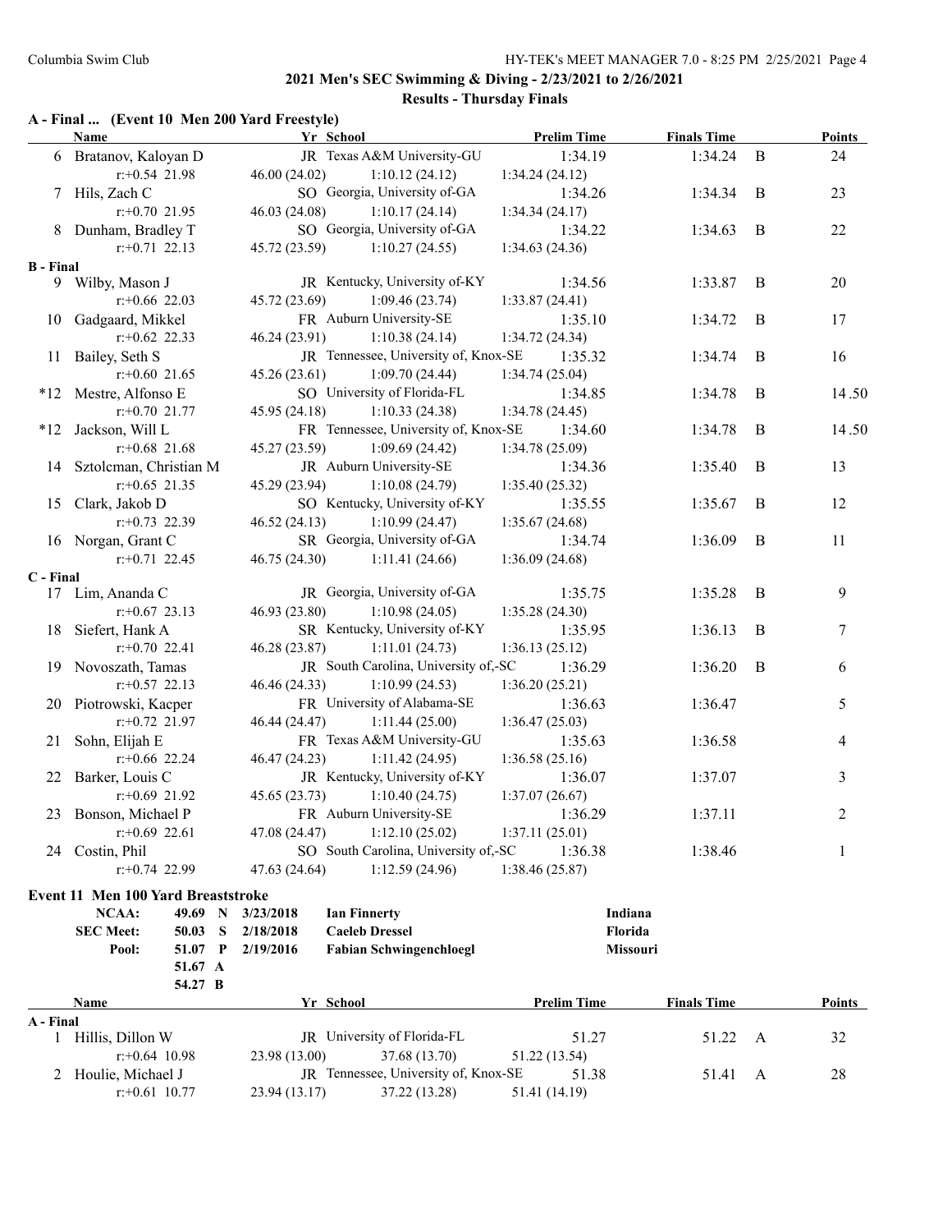## 2021 Men's SEC Swimming & Diving - 2/23/2021 to 2/26/2021

### Results - Thursday Finals

**A - Final ... (Event 10 Men 200 Yard Freestyle)**

| | Name | Yr | School | Prelim Time | Finals Time | | Points |
|---|---|---|---|---|---|---|---|
| 6 | Bratanov, Kaloyan D | JR | Texas A&M University-GU | 1:34.19 | 1:34.24 | B | 24 |
| | r:+0.54 21.98 | 46.00 (24.02) | 1:10.12 (24.12) | 1:34.24 (24.12) | | | |
| 7 | Hils, Zach C | SO | Georgia, University of-GA | 1:34.26 | 1:34.34 | B | 23 |
| | r:+0.70 21.95 | 46.03 (24.08) | 1:10.17 (24.14) | 1:34.34 (24.17) | | | |
| 8 | Dunham, Bradley T | SO | Georgia, University of-GA | 1:34.22 | 1:34.63 | B | 22 |
| | r:+0.71 22.13 | 45.72 (23.59) | 1:10.27 (24.55) | 1:34.63 (24.36) | | | |
| **B - Final** | | | | | | | |
| 9 | Wilby, Mason J | JR | Kentucky, University of-KY | 1:34.56 | 1:33.87 | B | 20 |
| | r:+0.66 22.03 | 45.72 (23.69) | 1:09.46 (23.74) | 1:33.87 (24.41) | | | |
| 10 | Gadgaard, Mikkel | FR | Auburn University-SE | 1:35.10 | 1:34.72 | B | 17 |
| | r:+0.62 22.33 | 46.24 (23.91) | 1:10.38 (24.14) | 1:34.72 (24.34) | | | |
| 11 | Bailey, Seth S | JR | Tennessee, University of, Knox-SE | 1:35.32 | 1:34.74 | B | 16 |
| | r:+0.60 21.65 | 45.26 (23.61) | 1:09.70 (24.44) | 1:34.74 (25.04) | | | |
| *12 | Mestre, Alfonso E | SO | University of Florida-FL | 1:34.85 | 1:34.78 | B | 14.50 |
| | r:+0.70 21.77 | 45.95 (24.18) | 1:10.33 (24.38) | 1:34.78 (24.45) | | | |
| *12 | Jackson, Will L | FR | Tennessee, University of, Knox-SE | 1:34.60 | 1:34.78 | B | 14.50 |
| | r:+0.68 21.68 | 45.27 (23.59) | 1:09.69 (24.42) | 1:34.78 (25.09) | | | |
| 14 | Sztolcman, Christian M | JR | Auburn University-SE | 1:34.36 | 1:35.40 | B | 13 |
| | r:+0.65 21.35 | 45.29 (23.94) | 1:10.08 (24.79) | 1:35.40 (25.32) | | | |
| 15 | Clark, Jakob D | SO | Kentucky, University of-KY | 1:35.55 | 1:35.67 | B | 12 |
| | r:+0.73 22.39 | 46.52 (24.13) | 1:10.99 (24.47) | 1:35.67 (24.68) | | | |
| 16 | Norgan, Grant C | SR | Georgia, University of-GA | 1:34.74 | 1:36.09 | B | 11 |
| | r:+0.71 22.45 | 46.75 (24.30) | 1:11.41 (24.66) | 1:36.09 (24.68) | | | |
| **C - Final** | | | | | | | |
| 17 | Lim, Ananda C | JR | Georgia, University of-GA | 1:35.75 | 1:35.28 | B | 9 |
| | r:+0.67 23.13 | 46.93 (23.80) | 1:10.98 (24.05) | 1:35.28 (24.30) | | | |
| 18 | Siefert, Hank A | SR | Kentucky, University of-KY | 1:35.95 | 1:36.13 | B | 7 |
| | r:+0.70 22.41 | 46.28 (23.87) | 1:11.01 (24.73) | 1:36.13 (25.12) | | | |
| 19 | Novoszath, Tamas | JR | South Carolina, University of,-SC | 1:36.29 | 1:36.20 | B | 6 |
| | r:+0.57 22.13 | 46.46 (24.33) | 1:10.99 (24.53) | 1:36.20 (25.21) | | | |
| 20 | Piotrowski, Kacper | FR | University of Alabama-SE | 1:36.63 | 1:36.47 | | 5 |
| | r:+0.72 21.97 | 46.44 (24.47) | 1:11.44 (25.00) | 1:36.47 (25.03) | | | |
| 21 | Sohn, Elijah E | FR | Texas A&M University-GU | 1:35.63 | 1:36.58 | | 4 |
| | r:+0.66 22.24 | 46.47 (24.23) | 1:11.42 (24.95) | 1:36.58 (25.16) | | | |
| 22 | Barker, Louis C | JR | Kentucky, University of-KY | 1:36.07 | 1:37.07 | | 3 |
| | r:+0.69 21.92 | 45.65 (23.73) | 1:10.40 (24.75) | 1:37.07 (26.67) | | | |
| 23 | Bonson, Michael P | FR | Auburn University-SE | 1:36.29 | 1:37.11 | | 2 |
| | r:+0.69 22.61 | 47.08 (24.47) | 1:12.10 (25.02) | 1:37.11 (25.01) | | | |
| 24 | Costin, Phil | SO | South Carolina, University of,-SC | 1:36.38 | 1:38.46 | | 1 |
| | r:+0.74 22.99 | 47.63 (24.64) | 1:12.59 (24.96) | 1:38.46 (25.87) | | | |

**Event 11 Men 100 Yard Breaststroke**

| | | | | | |
|---|---|---|---|---|---|
| NCAA: | 49.69 | N | 3/23/2018 | Ian Finnerty | Indiana |
| SEC Meet: | 50.03 | S | 2/18/2018 | Caeleb Dressel | Florida |
| Pool: | 51.07 | P | 2/19/2016 | Fabian Schwingenchloegl | Missouri |
| | 51.67 | A | | | |
| | 54.27 | B | | | |

| | Name | Yr | School | Prelim Time | Finals Time | | Points |
|---|---|---|---|---|---|---|---|
| **A - Final** | | | | | | | |
| 1 | Hillis, Dillon W | JR | University of Florida-FL | 51.27 | 51.22 | A | 32 |
| | r:+0.64 10.98 | 23.98 (13.00) | 37.68 (13.70) | 51.22 (13.54) | | | |
| 2 | Houlie, Michael J | JR | Tennessee, University of, Knox-SE | 51.38 | 51.41 | A | 28 |
| | r:+0.61 10.77 | 23.94 (13.17) | 37.22 (13.28) | 51.41 (14.19) | | | |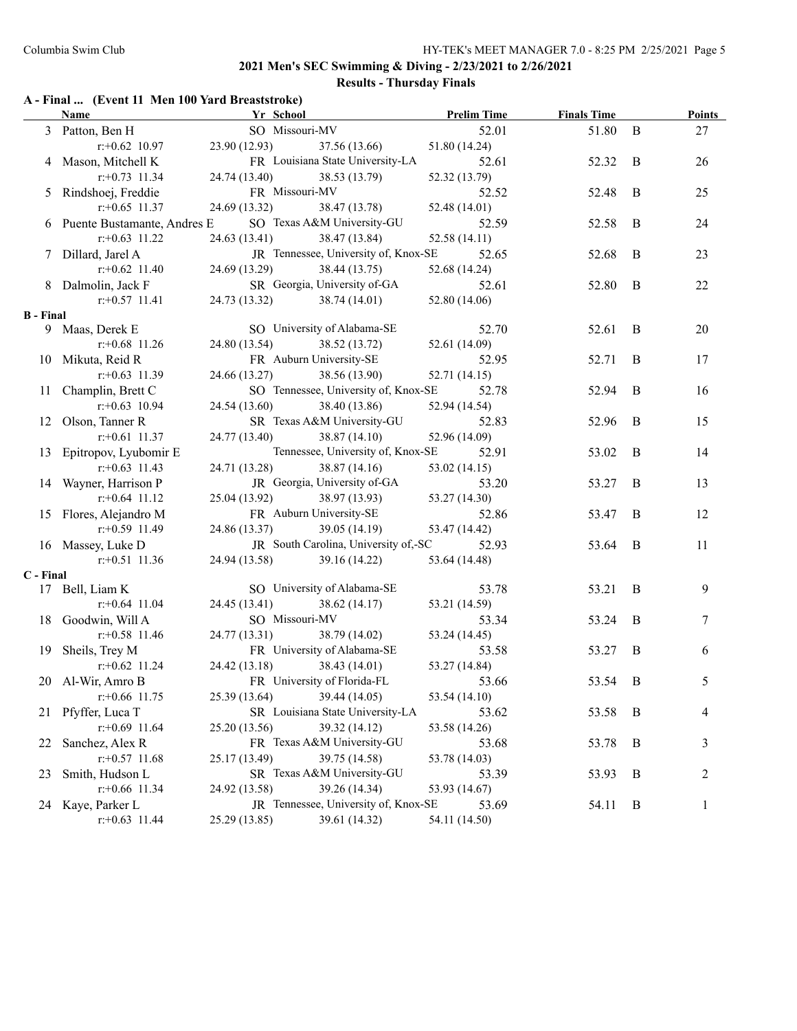## 2021 Men's SEC Swimming & Diving - 2/23/2021 to 2/26/2021

### Results - Thursday Finals

**A - Final ... (Event 11 Men 100 Yard Breaststroke)**

| | Name | Yr | School | Prelim Time | Finals Time | | Points |
|---|---|---|---|---|---|---|---|
| 3 | Patton, Ben H | SO | Missouri-MV | 52.01 | 51.80 | B | 27 |
| | r:+0.62 10.97 | 23.90 (12.93) | 37.56 (13.66) | 51.80 (14.24) | | | |
| 4 | Mason, Mitchell K | FR | Louisiana State University-LA | 52.61 | 52.32 | B | 26 |
| | r:+0.73 11.34 | 24.74 (13.40) | 38.53 (13.79) | 52.32 (13.79) | | | |
| 5 | Rindshoej, Freddie | FR | Missouri-MV | 52.52 | 52.48 | B | 25 |
| | r:+0.65 11.37 | 24.69 (13.32) | 38.47 (13.78) | 52.48 (14.01) | | | |
| 6 | Puente Bustamante, Andres E | SO | Texas A&M University-GU | 52.59 | 52.58 | B | 24 |
| | r:+0.63 11.22 | 24.63 (13.41) | 38.47 (13.84) | 52.58 (14.11) | | | |
| 7 | Dillard, Jarel A | JR | Tennessee, University of, Knox-SE | 52.65 | 52.68 | B | 23 |
| | r:+0.62 11.40 | 24.69 (13.29) | 38.44 (13.75) | 52.68 (14.24) | | | |
| 8 | Dalmolin, Jack F | SR | Georgia, University of-GA | 52.61 | 52.80 | B | 22 |
| | r:+0.57 11.41 | 24.73 (13.32) | 38.74 (14.01) | 52.80 (14.06) | | | |

**B - Final**

| | Name | Yr | School | Prelim Time | Finals Time | | Points |
|---|---|---|---|---|---|---|---|
| 9 | Maas, Derek E | SO | University of Alabama-SE | 52.70 | 52.61 | B | 20 |
| | r:+0.68 11.26 | 24.80 (13.54) | 38.52 (13.72) | 52.61 (14.09) | | | |
| 10 | Mikuta, Reid R | FR | Auburn University-SE | 52.95 | 52.71 | B | 17 |
| | r:+0.63 11.39 | 24.66 (13.27) | 38.56 (13.90) | 52.71 (14.15) | | | |
| 11 | Champlin, Brett C | SO | Tennessee, University of, Knox-SE | 52.78 | 52.94 | B | 16 |
| | r:+0.63 10.94 | 24.54 (13.60) | 38.40 (13.86) | 52.94 (14.54) | | | |
| 12 | Olson, Tanner R | SR | Texas A&M University-GU | 52.83 | 52.96 | B | 15 |
| | r:+0.61 11.37 | 24.77 (13.40) | 38.87 (14.10) | 52.96 (14.09) | | | |
| 13 | Epitropov, Lyubomir E | | Tennessee, University of, Knox-SE | 52.91 | 53.02 | B | 14 |
| | r:+0.63 11.43 | 24.71 (13.28) | 38.87 (14.16) | 53.02 (14.15) | | | |
| 14 | Wayner, Harrison P | JR | Georgia, University of-GA | 53.20 | 53.27 | B | 13 |
| | r:+0.64 11.12 | 25.04 (13.92) | 38.97 (13.93) | 53.27 (14.30) | | | |
| 15 | Flores, Alejandro M | FR | Auburn University-SE | 52.86 | 53.47 | B | 12 |
| | r:+0.59 11.49 | 24.86 (13.37) | 39.05 (14.19) | 53.47 (14.42) | | | |
| 16 | Massey, Luke D | JR | South Carolina, University of,-SC | 52.93 | 53.64 | B | 11 |
| | r:+0.51 11.36 | 24.94 (13.58) | 39.16 (14.22) | 53.64 (14.48) | | | |

**C - Final**

| | Name | Yr | School | Prelim Time | Finals Time | | Points |
|---|---|---|---|---|---|---|---|
| 17 | Bell, Liam K | SO | University of Alabama-SE | 53.78 | 53.21 | B | 9 |
| | r:+0.64 11.04 | 24.45 (13.41) | 38.62 (14.17) | 53.21 (14.59) | | | |
| 18 | Goodwin, Will A | SO | Missouri-MV | 53.34 | 53.24 | B | 7 |
| | r:+0.58 11.46 | 24.77 (13.31) | 38.79 (14.02) | 53.24 (14.45) | | | |
| 19 | Sheils, Trey M | FR | University of Alabama-SE | 53.58 | 53.27 | B | 6 |
| | r:+0.62 11.24 | 24.42 (13.18) | 38.43 (14.01) | 53.27 (14.84) | | | |
| 20 | Al-Wir, Amro B | FR | University of Florida-FL | 53.66 | 53.54 | B | 5 |
| | r:+0.66 11.75 | 25.39 (13.64) | 39.44 (14.05) | 53.54 (14.10) | | | |
| 21 | Pfyffer, Luca T | SR | Louisiana State University-LA | 53.62 | 53.58 | B | 4 |
| | r:+0.69 11.64 | 25.20 (13.56) | 39.32 (14.12) | 53.58 (14.26) | | | |
| 22 | Sanchez, Alex R | FR | Texas A&M University-GU | 53.68 | 53.78 | B | 3 |
| | r:+0.57 11.68 | 25.17 (13.49) | 39.75 (14.58) | 53.78 (14.03) | | | |
| 23 | Smith, Hudson L | SR | Texas A&M University-GU | 53.39 | 53.93 | B | 2 |
| | r:+0.66 11.34 | 24.92 (13.58) | 39.26 (14.34) | 53.93 (14.67) | | | |
| 24 | Kaye, Parker L | JR | Tennessee, University of, Knox-SE | 53.69 | 54.11 | B | 1 |
| | r:+0.63 11.44 | 25.29 (13.85) | 39.61 (14.32) | 54.11 (14.50) | | | |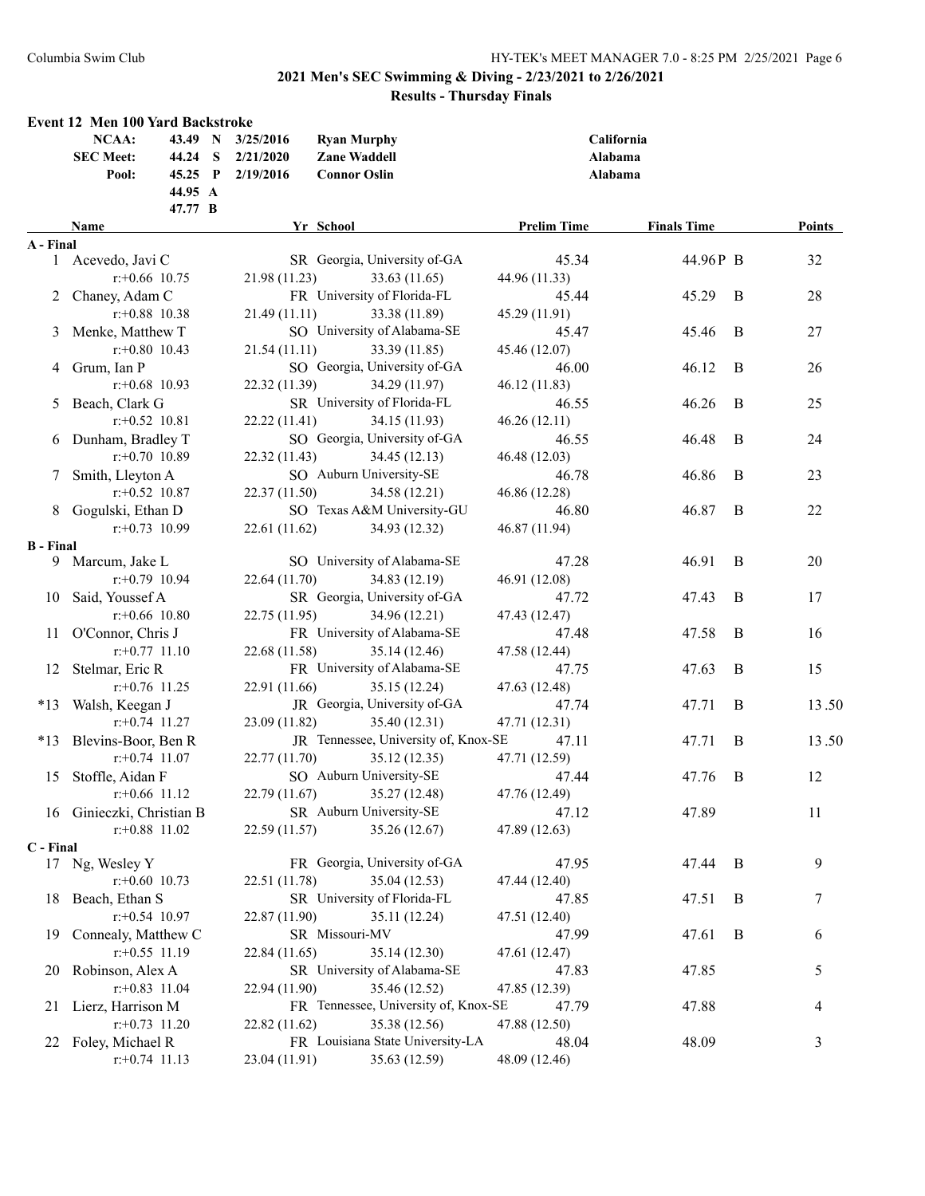## 2021 Men's SEC Swimming & Diving - 2/23/2021 to 2/26/2021

### Results - Thursday Finals

#### Event 12 Men 100 Yard Backstroke

| | | | | | |
|---|---|---|---|---|---|
| NCAA: | 43.49 | N | 3/25/2016 | Ryan Murphy | California |
| SEC Meet: | 44.24 | S | 2/21/2020 | Zane Waddell | Alabama |
| Pool: | 45.25 | P | 2/19/2016 | Connor Oslin | Alabama |
| | 44.95 | A | | | |
| | 47.77 | B | | | |

| | Name | Yr | School | Prelim Time | Finals Time | | Points |
|---|---|---|---|---|---|---|---|
| **A - Final** | | | | | | | |
| 1 | Acevedo, Javi C | SR | Georgia, University of-GA | 45.34 | 44.96P | B | 32 |
| | r:+0.66 10.75 | 21.98 (11.23) | 33.63 (11.65) | 44.96 (11.33) | | | |
| 2 | Chaney, Adam C | FR | University of Florida-FL | 45.44 | 45.29 | B | 28 |
| | r:+0.88 10.38 | 21.49 (11.11) | 33.38 (11.89) | 45.29 (11.91) | | | |
| 3 | Menke, Matthew T | SO | University of Alabama-SE | 45.47 | 45.46 | B | 27 |
| | r:+0.80 10.43 | 21.54 (11.11) | 33.39 (11.85) | 45.46 (12.07) | | | |
| 4 | Grum, Ian P | SO | Georgia, University of-GA | 46.00 | 46.12 | B | 26 |
| | r:+0.68 10.93 | 22.32 (11.39) | 34.29 (11.97) | 46.12 (11.83) | | | |
| 5 | Beach, Clark G | SR | University of Florida-FL | 46.55 | 46.26 | B | 25 |
| | r:+0.52 10.81 | 22.22 (11.41) | 34.15 (11.93) | 46.26 (12.11) | | | |
| 6 | Dunham, Bradley T | SO | Georgia, University of-GA | 46.55 | 46.48 | B | 24 |
| | r:+0.70 10.89 | 22.32 (11.43) | 34.45 (12.13) | 46.48 (12.03) | | | |
| 7 | Smith, Lleyton A | SO | Auburn University-SE | 46.78 | 46.86 | B | 23 |
| | r:+0.52 10.87 | 22.37 (11.50) | 34.58 (12.21) | 46.86 (12.28) | | | |
| 8 | Gogulski, Ethan D | SO | Texas A&M University-GU | 46.80 | 46.87 | B | 22 |
| | r:+0.73 10.99 | 22.61 (11.62) | 34.93 (12.32) | 46.87 (11.94) | | | |
| **B - Final** | | | | | | | |
| 9 | Marcum, Jake L | SO | University of Alabama-SE | 47.28 | 46.91 | B | 20 |
| | r:+0.79 10.94 | 22.64 (11.70) | 34.83 (12.19) | 46.91 (12.08) | | | |
| 10 | Said, Youssef A | SR | Georgia, University of-GA | 47.72 | 47.43 | B | 17 |
| | r:+0.66 10.80 | 22.75 (11.95) | 34.96 (12.21) | 47.43 (12.47) | | | |
| 11 | O'Connor, Chris J | FR | University of Alabama-SE | 47.48 | 47.58 | B | 16 |
| | r:+0.77 11.10 | 22.68 (11.58) | 35.14 (12.46) | 47.58 (12.44) | | | |
| 12 | Stelmar, Eric R | FR | University of Alabama-SE | 47.75 | 47.63 | B | 15 |
| | r:+0.76 11.25 | 22.91 (11.66) | 35.15 (12.24) | 47.63 (12.48) | | | |
| *13 | Walsh, Keegan J | JR | Georgia, University of-GA | 47.74 | 47.71 | B | 13.50 |
| | r:+0.74 11.27 | 23.09 (11.82) | 35.40 (12.31) | 47.71 (12.31) | | | |
| *13 | Blevins-Boor, Ben R | JR | Tennessee, University of, Knox-SE | 47.11 | 47.71 | B | 13.50 |
| | r:+0.74 11.07 | 22.77 (11.70) | 35.12 (12.35) | 47.71 (12.59) | | | |
| 15 | Stoffle, Aidan F | SO | Auburn University-SE | 47.44 | 47.76 | B | 12 |
| | r:+0.66 11.12 | 22.79 (11.67) | 35.27 (12.48) | 47.76 (12.49) | | | |
| 16 | Ginieczki, Christian B | SR | Auburn University-SE | 47.12 | 47.89 | | 11 |
| | r:+0.88 11.02 | 22.59 (11.57) | 35.26 (12.67) | 47.89 (12.63) | | | |
| **C - Final** | | | | | | | |
| 17 | Ng, Wesley Y | FR | Georgia, University of-GA | 47.95 | 47.44 | B | 9 |
| | r:+0.60 10.73 | 22.51 (11.78) | 35.04 (12.53) | 47.44 (12.40) | | | |
| 18 | Beach, Ethan S | SR | University of Florida-FL | 47.85 | 47.51 | B | 7 |
| | r:+0.54 10.97 | 22.87 (11.90) | 35.11 (12.24) | 47.51 (12.40) | | | |
| 19 | Connealy, Matthew C | SR | Missouri-MV | 47.99 | 47.61 | B | 6 |
| | r:+0.55 11.19 | 22.84 (11.65) | 35.14 (12.30) | 47.61 (12.47) | | | |
| 20 | Robinson, Alex A | SR | University of Alabama-SE | 47.83 | 47.85 | | 5 |
| | r:+0.83 11.04 | 22.94 (11.90) | 35.46 (12.52) | 47.85 (12.39) | | | |
| 21 | Lierz, Harrison M | FR | Tennessee, University of, Knox-SE | 47.79 | 47.88 | | 4 |
| | r:+0.73 11.20 | 22.82 (11.62) | 35.38 (12.56) | 47.88 (12.50) | | | |
| 22 | Foley, Michael R | FR | Louisiana State University-LA | 48.04 | 48.09 | | 3 |
| | r:+0.74 11.13 | 23.04 (11.91) | 35.63 (12.59) | 48.09 (12.46) | | | |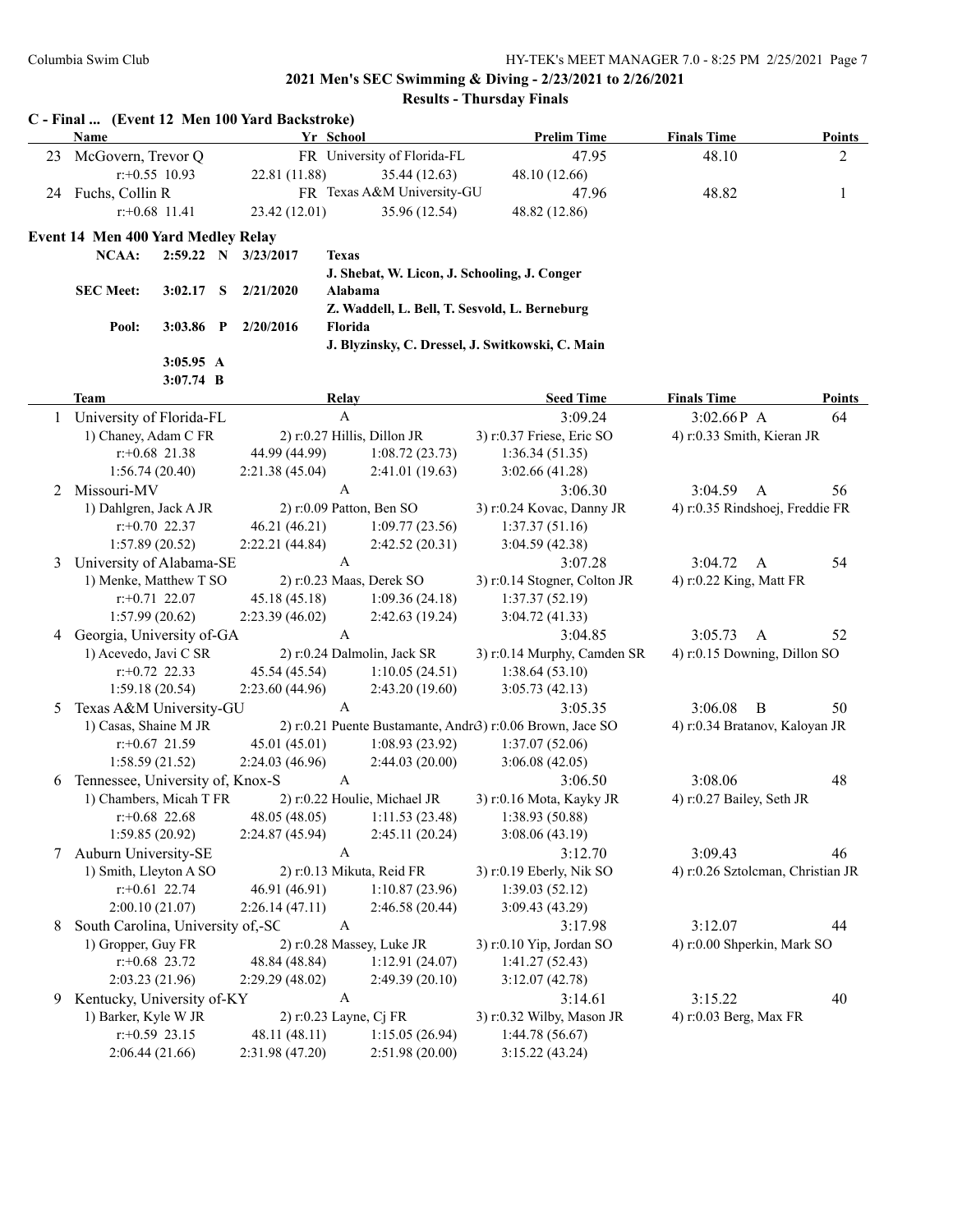## 2021 Men's SEC Swimming & Diving - 2/23/2021 to 2/26/2021

### Results - Thursday Finals

### C - Final ... (Event 12 Men 100 Yard Backstroke)

| | Name | Yr | School | Prelim Time | Finals Time | Points |
|---|---|---|---|---|---|---|
| 23 | McGovern, Trevor Q | FR | University of Florida-FL | 47.95 | 48.10 | 2 |
| | r:+0.55 10.93 | 22.81 (11.88) | 35.44 (12.63) | 48.10 (12.66) | | |
| 24 | Fuchs, Collin R | FR | Texas A&M University-GU | 47.96 | 48.82 | 1 |
| | r:+0.68 11.41 | 23.42 (12.01) | 35.96 (12.54) | 48.82 (12.86) | | |

### Event 14 Men 400 Yard Medley Relay

| | | | | |
|---|---|---|---|---|
| NCAA: | 2:59.22 | N | 3/23/2017 | Texas |
| | | | | J. Shebat, W. Licon, J. Schooling, J. Conger |
| SEC Meet: | 3:02.17 | S | 2/21/2020 | Alabama |
| | | | | Z. Waddell, L. Bell, T. Sesvold, L. Berneburg |
| Pool: | 3:03.86 | P | 2/20/2016 | Florida |
| | | | | J. Blyzinsky, C. Dressel, J. Switkowski, C. Main |
| | 3:05.95 | A | | |
| | 3:07.74 | B | | |

| | Team | Relay | | Seed Time | Finals Time | Points |
|---|---|---|---|---|---|---|
| 1 | University of Florida-FL | A | | 3:09.24 | 3:02.66P A | 64 |
| | 1) Chaney, Adam C FR | 2) r:0.27 Hillis, Dillon JR | | 3) r:0.37 Friese, Eric SO | 4) r:0.33 Smith, Kieran JR | |
| | r:+0.68 21.38 | 44.99 (44.99) | 1:08.72 (23.73) | 1:36.34 (51.35) | | |
| | 1:56.74 (20.40) | 2:21.38 (45.04) | 2:41.01 (19.63) | 3:02.66 (41.28) | | |
| 2 | Missouri-MV | A | | 3:06.30 | 3:04.59 A | 56 |
| | 1) Dahlgren, Jack A JR | 2) r:0.09 Patton, Ben SO | | 3) r:0.24 Kovac, Danny JR | 4) r:0.35 Rindshoej, Freddie FR | |
| | r:+0.70 22.37 | 46.21 (46.21) | 1:09.77 (23.56) | 1:37.37 (51.16) | | |
| | 1:57.89 (20.52) | 2:22.21 (44.84) | 2:42.52 (20.31) | 3:04.59 (42.38) | | |
| 3 | University of Alabama-SE | A | | 3:07.28 | 3:04.72 A | 54 |
| | 1) Menke, Matthew T SO | 2) r:0.23 Maas, Derek SO | | 3) r:0.14 Stogner, Colton JR | 4) r:0.22 King, Matt FR | |
| | r:+0.71 22.07 | 45.18 (45.18) | 1:09.36 (24.18) | 1:37.37 (52.19) | | |
| | 1:57.99 (20.62) | 2:23.39 (46.02) | 2:42.63 (19.24) | 3:04.72 (41.33) | | |
| 4 | Georgia, University of-GA | A | | 3:04.85 | 3:05.73 A | 52 |
| | 1) Acevedo, Javi C SR | 2) r:0.24 Dalmolin, Jack SR | | 3) r:0.14 Murphy, Camden SR | 4) r:0.15 Downing, Dillon SO | |
| | r:+0.72 22.33 | 45.54 (45.54) | 1:10.05 (24.51) | 1:38.64 (53.10) | | |
| | 1:59.18 (20.54) | 2:23.60 (44.96) | 2:43.20 (19.60) | 3:05.73 (42.13) | | |
| 5 | Texas A&M University-GU | A | | 3:05.35 | 3:06.08 B | 50 |
| | 1) Casas, Shaine M JR | 2) r:0.21 Puente Bustamante, Andr | | 3) r:0.06 Brown, Jace SO | 4) r:0.34 Bratanov, Kaloyan JR | |
| | r:+0.67 21.59 | 45.01 (45.01) | 1:08.93 (23.92) | 1:37.07 (52.06) | | |
| | 1:58.59 (21.52) | 2:24.03 (46.96) | 2:44.03 (20.00) | 3:06.08 (42.05) | | |
| 6 | Tennessee, University of, Knox-S | A | | 3:06.50 | 3:08.06 | 48 |
| | 1) Chambers, Micah T FR | 2) r:0.22 Houlie, Michael JR | | 3) r:0.16 Mota, Kayky JR | 4) r:0.27 Bailey, Seth JR | |
| | r:+0.68 22.68 | 48.05 (48.05) | 1:11.53 (23.48) | 1:38.93 (50.88) | | |
| | 1:59.85 (20.92) | 2:24.87 (45.94) | 2:45.11 (20.24) | 3:08.06 (43.19) | | |
| 7 | Auburn University-SE | A | | 3:12.70 | 3:09.43 | 46 |
| | 1) Smith, Lleyton A SO | 2) r:0.13 Mikuta, Reid FR | | 3) r:0.19 Eberly, Nik SO | 4) r:0.26 Sztolcman, Christian JR | |
| | r:+0.61 22.74 | 46.91 (46.91) | 1:10.87 (23.96) | 1:39.03 (52.12) | | |
| | 2:00.10 (21.07) | 2:26.14 (47.11) | 2:46.58 (20.44) | 3:09.43 (43.29) | | |
| 8 | South Carolina, University of,-SC | A | | 3:17.98 | 3:12.07 | 44 |
| | 1) Gropper, Guy FR | 2) r:0.28 Massey, Luke JR | | 3) r:0.10 Yip, Jordan SO | 4) r:0.00 Shperkin, Mark SO | |
| | r:+0.68 23.72 | 48.84 (48.84) | 1:12.91 (24.07) | 1:41.27 (52.43) | | |
| | 2:03.23 (21.96) | 2:29.29 (48.02) | 2:49.39 (20.10) | 3:12.07 (42.78) | | |
| 9 | Kentucky, University of-KY | A | | 3:14.61 | 3:15.22 | 40 |
| | 1) Barker, Kyle W JR | 2) r:0.23 Layne, Cj FR | | 3) r:0.32 Wilby, Mason JR | 4) r:0.03 Berg, Max FR | |
| | r:+0.59 23.15 | 48.11 (48.11) | 1:15.05 (26.94) | 1:44.78 (56.67) | | |
| | 2:06.44 (21.66) | 2:31.98 (47.20) | 2:51.98 (20.00) | 3:15.22 (43.24) | | |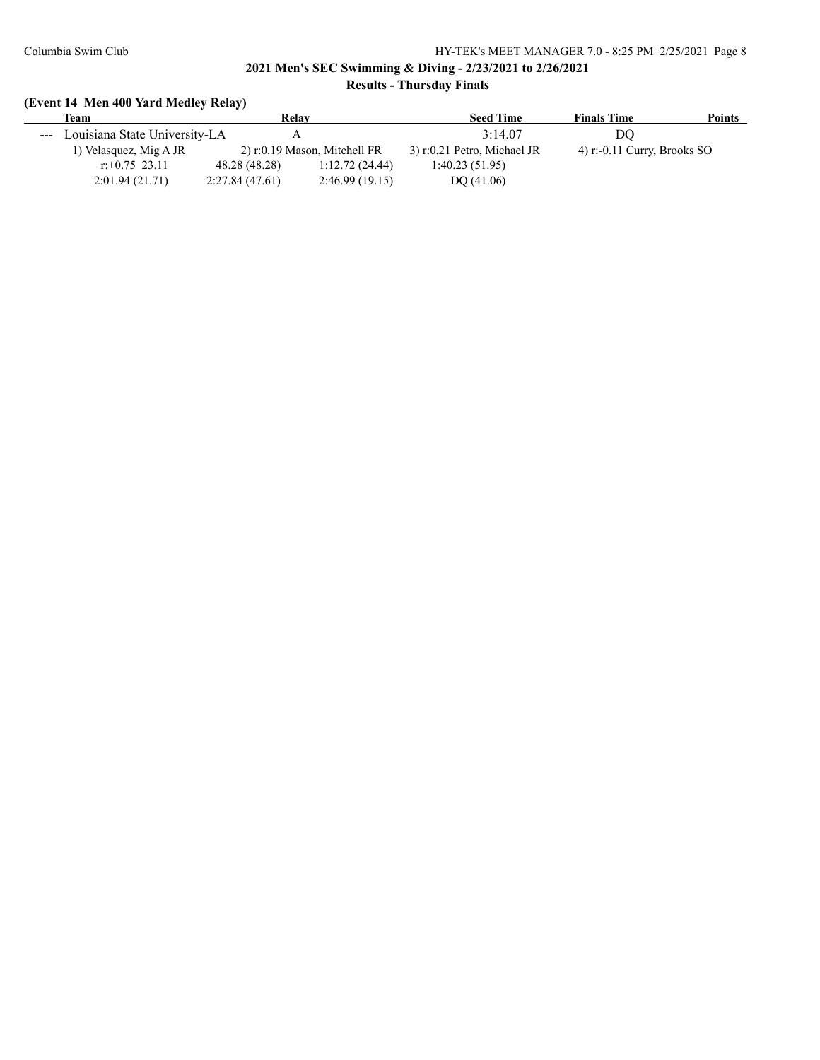## 2021 Men's SEC Swimming & Diving - 2/23/2021 to 2/26/2021

### Results - Thursday Finals

**(Event 14 Men 400 Yard Medley Relay)**

| | Team | Relay | Seed Time | Finals Time | Points |
|---|---|---|---|---|---|
| --- | Louisiana State University-LA | A | 3:14.07 | DQ | |

1) Velasquez, Mig A JR    2) r:0.19 Mason, Mitchell FR    3) r:0.21 Petro, Michael JR    4) r:-0.11 Curry, Brooks SO

r:+0.75 23.11    48.28 (48.28)    1:12.72 (24.44)    1:40.23 (51.95)

2:01.94 (21.71)    2:27.84 (47.61)    2:46.99 (19.15)    DQ (41.06)